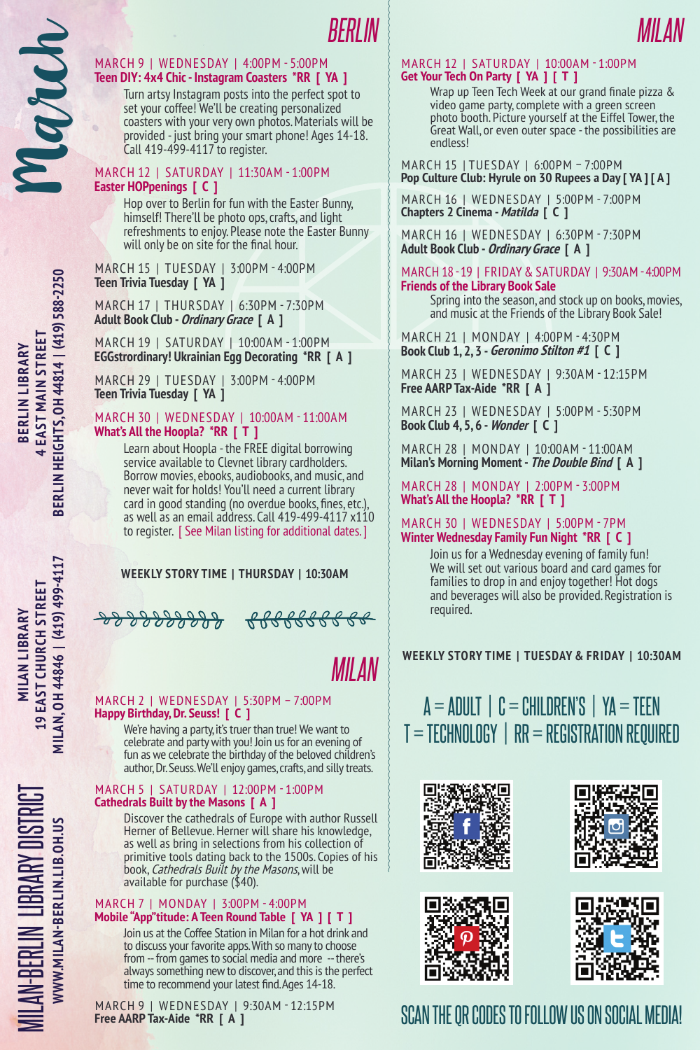# March

**BERLIN LIBRARY**
**4 EAST MAIN STREET**
**BERLIN HEIGHTS, OH 44814 | (419) 588-2250**

**MILAN LIBRARY**
**19 EAST CHURCH STREET**
**MILAN, OH 44846 | (419) 499-4117**

**MILAN-BERLIN LIBRARY DISTRICT**
**WWW.MILAN-BERLIN.LIB.OH.US**

## BERLIN

MARCH 9 | WEDNESDAY | 4:00PM - 5:00PM
**Teen DIY: 4x4 Chic - Instagram Coasters *RR [ YA ]**

Turn artsy Instagram posts into the perfect spot to set your coffee! We'll be creating personalized coasters with your very own photos. Materials will be provided - just bring your smart phone! Ages 14-18. Call 419-499-4117 to register.

MARCH 12 | SATURDAY | 11:30AM - 1:00PM
**Easter HOPpenings [ C ]**

Hop over to Berlin for fun with the Easter Bunny, himself! There'll be photo ops, crafts, and light refreshments to enjoy. Please note the Easter Bunny will only be on site for the final hour.

MARCH 15 | TUESDAY | 3:00PM - 4:00PM
**Teen Trivia Tuesday [ YA ]**

MARCH 17 | THURSDAY | 6:30PM - 7:30PM
**Adult Book Club - *Ordinary Grace* [ A ]**

MARCH 19 | SATURDAY | 10:00AM - 1:00PM
**EGGstrordinary! Ukrainian Egg Decorating *RR [ A ]**

MARCH 29 | TUESDAY | 3:00PM - 4:00PM
**Teen Trivia Tuesday [ YA ]**

MARCH 30 | WEDNESDAY | 10:00AM - 11:00AM
**What's All the Hoopla? *RR [ T ]**

Learn about Hoopla - the FREE digital borrowing service available to Clevnet library cardholders. Borrow movies, ebooks, audiobooks, and music, and never wait for holds! You'll need a current library card in good standing (no overdue books, fines, etc.), as well as an email address. Call 419-499-4117 x110 to register. [ See Milan listing for additional dates. ]

**WEEKLY STORY TIME | THURSDAY | 10:30AM**

## MILAN

MARCH 2 | WEDNESDAY | 5:30PM – 7:00PM
**Happy Birthday, Dr. Seuss! [ C ]**

We're having a party, it's truer than true! We want to celebrate and party with you! Join us for an evening of fun as we celebrate the birthday of the beloved children's author, Dr. Seuss. We'll enjoy games, crafts, and silly treats.

MARCH 5 | SATURDAY | 12:00PM - 1:00PM
**Cathedrals Built by the Masons [ A ]**

Discover the cathedrals of Europe with author Russell Herner of Bellevue. Herner will share his knowledge, as well as bring in selections from his collection of primitive tools dating back to the 1500s. Copies of his book, *Cathedrals Built by the Masons*, will be available for purchase ($40).

MARCH 7 | MONDAY | 3:00PM - 4:00PM
**Mobile "App"titude: A Teen Round Table [ YA ] [ T ]**

Join us at the Coffee Station in Milan for a hot drink and to discuss your favorite apps. With so many to choose from -- from games to social media and more -- there's always something new to discover, and this is the perfect time to recommend your latest find. Ages 14-18.

MARCH 9 | WEDNESDAY | 9:30AM - 12:15PM
**Free AARP Tax-Aide *RR [ A ]**

MARCH 12 | SATURDAY | 10:00AM - 1:00PM
**Get Your Tech On Party [ YA ] [ T ]**

Wrap up Teen Tech Week at our grand finale pizza & video game party, complete with a green screen photo booth. Picture yourself at the Eiffel Tower, the Great Wall, or even outer space - the possibilities are endless!

MARCH 15 | TUESDAY | 6:00PM – 7:00PM
**Pop Culture Club: Hyrule on 30 Rupees a Day [ YA ] [ A ]**

MARCH 16 | WEDNESDAY | 5:00PM - 7:00PM
**Chapters 2 Cinema - *Matilda* [ C ]**

MARCH 16 | WEDNESDAY | 6:30PM - 7:30PM
**Adult Book Club - *Ordinary Grace* [ A ]**

MARCH 18 - 19 | FRIDAY & SATURDAY | 9:30AM - 4:00PM
**Friends of the Library Book Sale**

Spring into the season, and stock up on books, movies, and music at the Friends of the Library Book Sale!

MARCH 21 | MONDAY | 4:00PM - 4:30PM
**Book Club 1, 2, 3 - *Geronimo Stilton #1* [ C ]**

MARCH 23 | WEDNESDAY | 9:30AM - 12:15PM
**Free AARP Tax-Aide *RR [ A ]**

MARCH 23 | WEDNESDAY | 5:00PM - 5:30PM
**Book Club 4, 5, 6 - *Wonder* [ C ]**

MARCH 28 | MONDAY | 10:00AM - 11:00AM
**Milan's Morning Moment - *The Double Bind* [ A ]**

MARCH 28 | MONDAY | 2:00PM - 3:00PM
**What's All the Hoopla? *RR [ T ]**

MARCH 30 | WEDNESDAY | 5:00PM - 7PM
**Winter Wednesday Family Fun Night *RR [ C ]**

Join us for a Wednesday evening of family fun! We will set out various board and card games for families to drop in and enjoy together! Hot dogs and beverages will also be provided. Registration is required.

**WEEKLY STORY TIME | TUESDAY & FRIDAY | 10:30AM**

A = ADULT | C = CHILDREN'S | YA = TEEN
T = TECHNOLOGY | RR = REGISTRATION REQUIRED

SCAN THE QR CODES TO FOLLOW US ON SOCIAL MEDIA!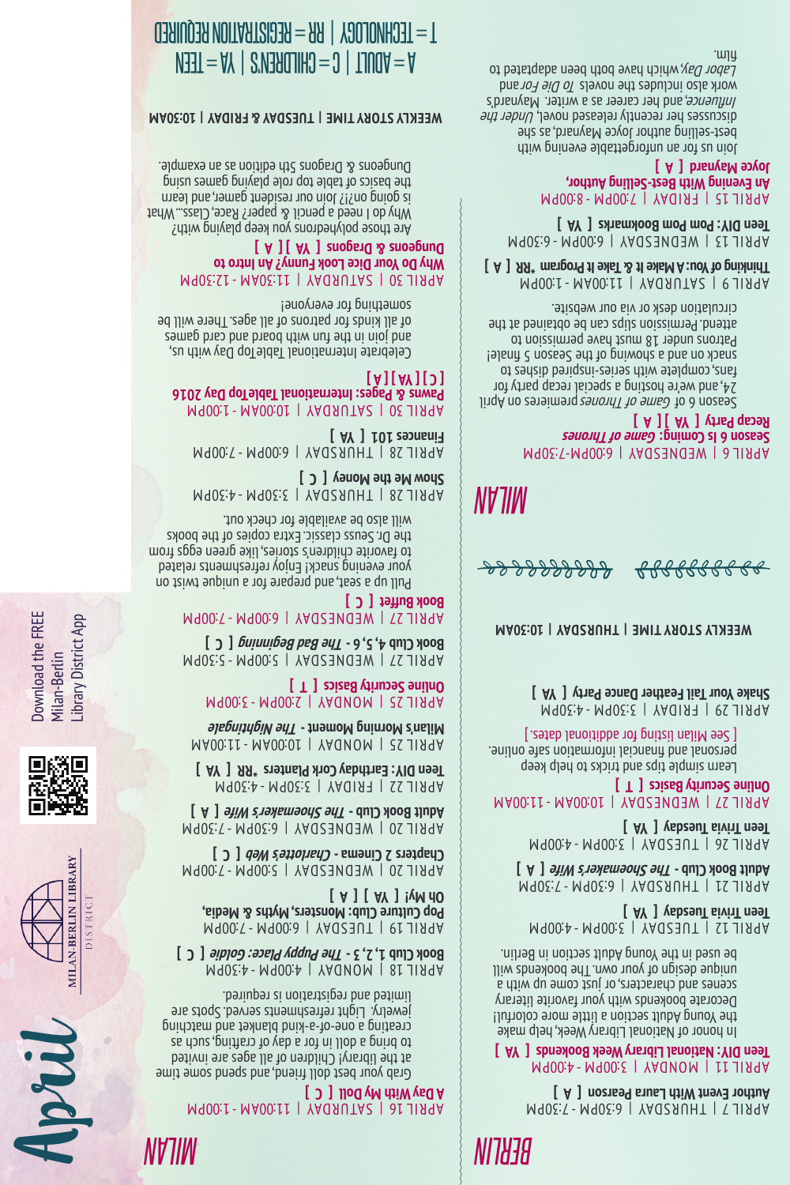# April

MILAN-BERLIN LIBRARY DISTRICT

Download the FREE Milan-Berlin Library District App

## MILAN

APRIL 16 | SATURDAY | 11:00AM - 1:00PM
**A Day With My Doll [ C ]**
Grab your best doll friend, and spend some time at the library! Children of all ages are invited to bring a doll in for a day of crafting, such as creating a one-of-a-kind blanket and matching jewelry. Light refreshments served. Spots are limited and registration is required.

APRIL 18 | MONDAY | 4:00PM - 4:30PM
**Book Club 1, 2, 3 - *The Puppy Place: Goldie* [ C ]**

APRIL 19 | TUESDAY | 6:00PM - 7:00PM
**Pop Culture Club: Monsters, Myths & Media, Oh My! [ VA ] [ A ]**

APRIL 20 | WEDNESDAY | 5:00PM - 7:00PM
**Chapters 2 Cinema - *Charlotte's Web* [ C ]**

APRIL 20 | WEDNESDAY | 6:30PM - 7:30PM
**Adult Book Club - *The Shoemaker's Wife* [ A ]**

APRIL 22 | FRIDAY | 3:30PM - 4:30PM
**Teen DIY: Earthday Cork Planters *RR [ VA ]**

APRIL 25 | MONDAY | 10:00AM - 11:00AM
***Milan's Morning Moment - The Nightingale***

APRIL 25 | MONDAY | 2:00PM - 3:00PM
**Online Security Basics [ T ]**

APRIL 27 | WEDNESDAY | 5:00PM - 5:30PM
**Book Club 4, 5, 6 - *The Bad Beginning* [ C ]**

APRIL 27 | WEDNESDAY | 6:00PM - 7:00PM
**Book Buffet [ C ]**
Pull up a seat, and prepare for a unique twist on your evening snack! Enjoy refreshments related to favorite children's stories, like green eggs from the Dr. Seuss classic. Extra copies of the books will also be available for check out.

APRIL 28 | THURSDAY | 3:30PM - 4:30PM
**Show Me the Money [ C ]**

APRIL 28 | THURSDAY | 6:00PM - 7:00PM
**Finances 101 [ VA ]**

APRIL 30 | SATURDAY | 10:00AM - 1:00PM
**Pawns & Pages: International TableTop Day 2016 [ C ] [ VA ] [ A ]**
Celebrate International TableTop Day with us, and join in the fun with board and card games of all kinds for patrons of all ages. There will be something for everyone!

APRIL 30 | SATURDAY | 11:30AM - 12:30PM
**Why Do Your Dice Look Funny? An Intro to Dungeons & Dragons [ VA ] [ A ]**
Are those polyhedrons you keep playing with? Why do I need a pencil & paper? Race, Class... What is going on?!? Join our resident gamer, and learn the basics of table top role playing games using Dungeons & Dragons 5th edition as an example.

**WEEKLY STORY TIME | TUESDAY & FRIDAY | 10:30AM**

A = ADULT | C = CHILDREN'S | VA = TEEN
T = TECHNOLOGY | RR = REGISTRATION REQUIRED

## BERLIN

APRIL 7 | THURSDAY | 6:30PM - 7:30PM
**Author Event With Laura Pearson [ A ]**

APRIL 11 | MONDAY | 3:00PM - 4:00PM
**Teen DIY: National Library Week Bookends [ VA ]**
In honor of National Library Week, help make the Young Adult section a little more colorful! Decorate bookends with your favorite literary scenes and characters, or just come up with a unique design of your own. The bookends will be used in the Young Adult section in Berlin.

APRIL 12 | TUESDAY | 3:00PM - 4:00PM
**Teen Trivia Tuesday [ VA ]**

APRIL 21 | THURSDAY | 6:30PM - 7:30PM
**Adult Book Club - *The Shoemaker's Wife* [ A ]**

APRIL 26 | TUESDAY | 3:00PM - 4:00PM
**Teen Trivia Tuesday [ VA ]**

APRIL 27 | WEDNESDAY | 10:00AM - 11:00AM
**Online Security Basics [ T ]**
Learn simple tips and tricks to help keep personal and financial information safe online.
[ See Milan listing for additional dates. ]

APRIL 29 | FRIDAY | 3:30PM - 4:30PM
**Shake Your Tail Feather Dance Party [ VA ]**

**WEEKLY STORY TIME | THURSDAY | 10:30AM**

## MILAN

APRIL 6 | WEDNESDAY | 6:00PM - 7:30PM
**Season 6 Is Coming: *Game of Thrones* Recap Party [ VA ] [ A ]**
Season 6 of *Game of Thrones* premieres on April 24, and we're hosting a special recap party for fans, complete with series-inspired dishes to snack on and a showing of the Season 5 finale! Patrons under 18 must have permission to attend. Permission slips can be obtained at the circulation desk or via our website.

APRIL 9 | SATURDAY | 11:00AM - 1:00PM
**Thinking of You: A Make It & Take It Program *RR [ A ]**

APRIL 13 | WEDNESDAY | 6:00PM - 6:30PM
**Teen DIY: Pom Pom Bookmarks [ VA ]**

APRIL 15 | FRIDAY | 7:00PM - 8:00PM
**An Evening With Best-Selling Author, Joyce Maynard [ A ]**
Join us for an unforgettable evening with best-selling author Joyce Maynard, as she discusses her recently released novel, *Under the Influence*, and her career as a writer. Maynard's work also includes the novels *To Die For* and *Labor Day*, which have both been adapted to film.